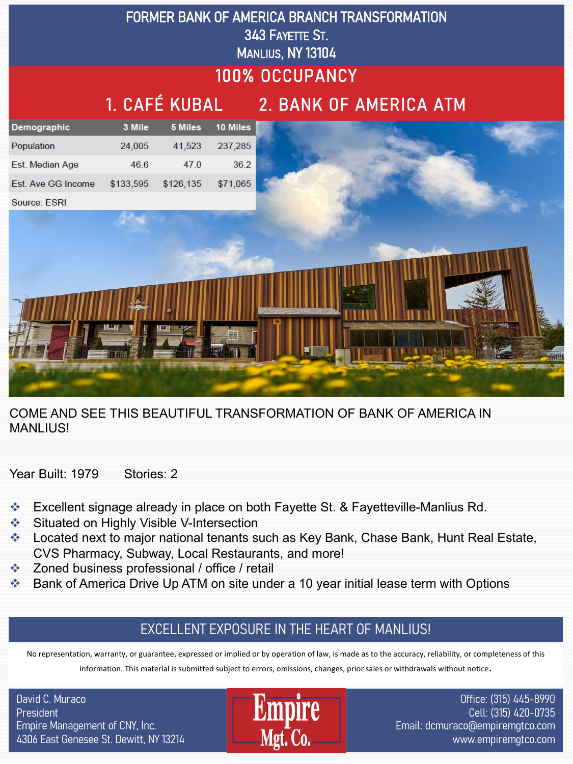# FORMER BANK OF AMERICA BRANCH TRANSFORMATION

## 343 Fayette St.
## Manlius, NY 13104

## 100% OCCUPANCY

## 1. CAFÉ KUBAL 2. BANK OF AMERICA ATM

| Demographic | 3 Mile | 5 Miles | 10 Miles |
|---|---|---|---|
| Population | 24,005 | 41,523 | 237,285 |
| Est. Median Age | 46.6 | 47.0 | 36.2 |
| Est. Ave GG Income | $133,595 | $126,135 | $71,065 |
| Source: ESRI | | | |

COME AND SEE THIS BEAUTIFUL TRANSFORMATION OF BANK OF AMERICA IN MANLIUS!

Year Built: 1979 Stories: 2

- Excellent signage already in place on both Fayette St. & Fayetteville-Manlius Rd.
- Situated on Highly Visible V-Intersection
- Located next to major national tenants such as Key Bank, Chase Bank, Hunt Real Estate, CVS Pharmacy, Subway, Local Restaurants, and more!
- Zoned business professional / office / retail
- Bank of America Drive Up ATM on site under a 10 year initial lease term with Options

## EXCELLENT EXPOSURE IN THE HEART OF MANLIUS!

No representation, warranty, or guarantee, expressed or implied or by operation of law, is made as to the accuracy, reliability, or completeness of this information. This material is submitted subject to errors, omissions, changes, prior sales or withdrawals without notice.

David C. Muraco
President
Empire Management of CNY, Inc.
4306 East Genesee St. Dewitt, NY 13214

Empire Mgt. Co.

Office: (315) 445-8990
Cell: (315) 420-0735
Email: dcmuraco@empiremgtco.com
www.empiremgtco.com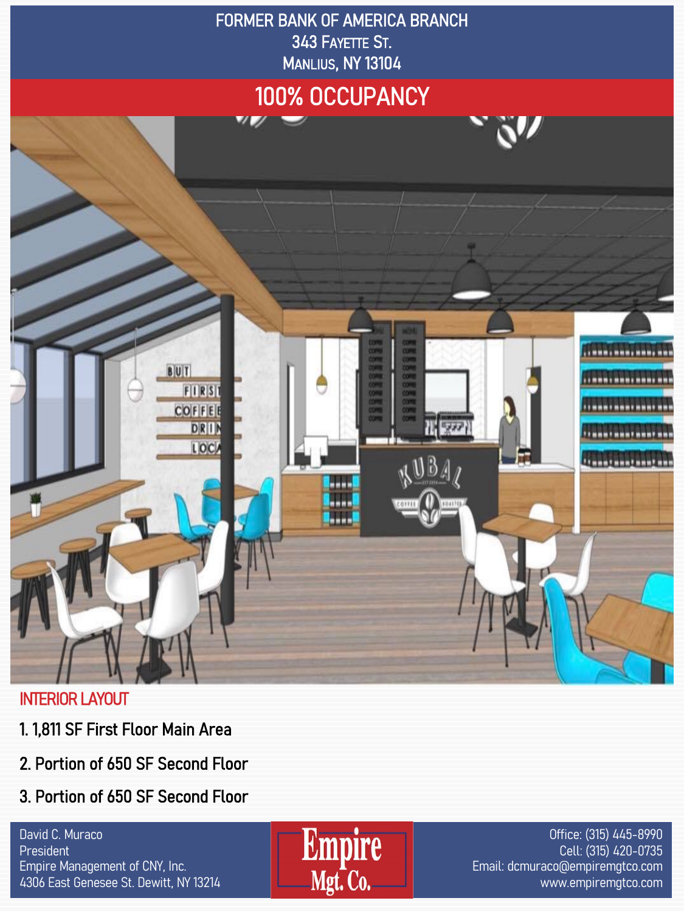# FORMER BANK OF AMERICA BRANCH

343 Fayette St.

Manlius, NY 13104

## 100% OCCUPANCY

### INTERIOR LAYOUT

1. 1,811 SF First Floor Main Area
2. Portion of 650 SF Second Floor
3. Portion of 650 SF Second Floor

David C. Muraco
President
Empire Management of CNY, Inc.
4306 East Genesee St. Dewitt, NY 13214

Empire Mgt. Co.

Office: (315) 445-8990
Cell: (315) 420-0735
Email: dcmuraco@empiremgtco.com
www.empiremgtco.com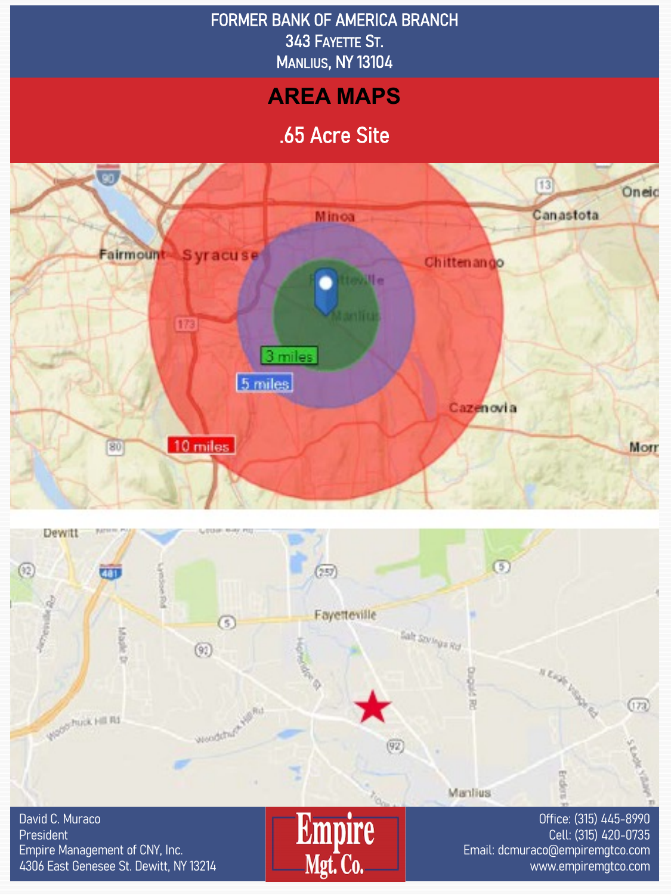# FORMER BANK OF AMERICA BRANCH
## 343 Fayette St.
## Manlius, NY 13104

## AREA MAPS

### .65 Acre Site

3 miles

5 miles

10 miles

David C. Muraco
President
Empire Management of CNY, Inc.
4306 East Genesee St. Dewitt, NY 13214

Empire Mgt. Co.

Office: (315) 445-8990
Cell: (315) 420-0735
Email: dcmuraco@empiremgtco.com
www.empiremgtco.com